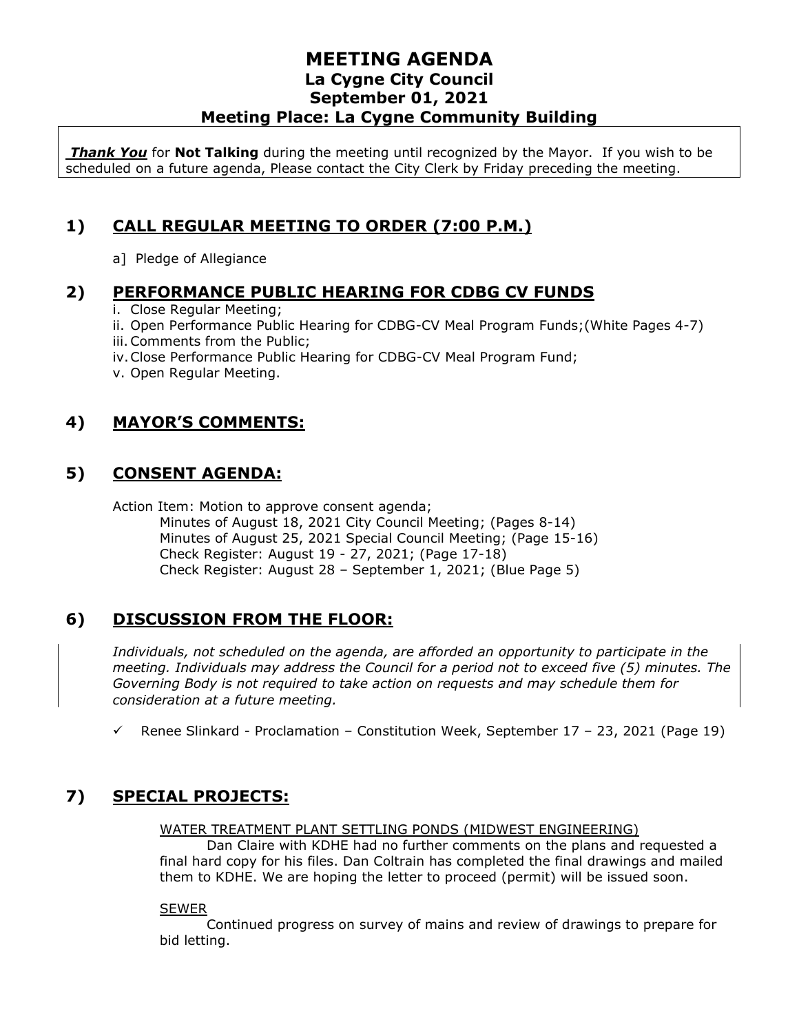# MEETING AGENDA
## La Cygne City Council
## September 01, 2021
## Meeting Place: La Cygne Community Building

***Thank You*** for **Not Talking** during the meeting until recognized by the Mayor. If you wish to be scheduled on a future agenda, Please contact the City Clerk by Friday preceding the meeting.

## 1) CALL REGULAR MEETING TO ORDER (7:00 P.M.)

a] Pledge of Allegiance

## 2) PERFORMANCE PUBLIC HEARING FOR CDBG CV FUNDS

i. Close Regular Meeting;
ii. Open Performance Public Hearing for CDBG-CV Meal Program Funds;(White Pages 4-7)
iii. Comments from the Public;
iv. Close Performance Public Hearing for CDBG-CV Meal Program Fund;
v. Open Regular Meeting.

## 4) MAYOR'S COMMENTS:

## 5) CONSENT AGENDA:

Action Item: Motion to approve consent agenda;
Minutes of August 18, 2021 City Council Meeting; (Pages 8-14)
Minutes of August 25, 2021 Special Council Meeting; (Page 15-16)
Check Register: August 19 - 27, 2021; (Page 17-18)
Check Register: August 28 – September 1, 2021; (Blue Page 5)

## 6) DISCUSSION FROM THE FLOOR:

*Individuals, not scheduled on the agenda, are afforded an opportunity to participate in the meeting. Individuals may address the Council for a period not to exceed five (5) minutes. The Governing Body is not required to take action on requests and may schedule them for consideration at a future meeting.*

- ✓ Renee Slinkard - Proclamation – Constitution Week, September 17 – 23, 2021 (Page 19)

## 7) SPECIAL PROJECTS:

WATER TREATMENT PLANT SETTLING PONDS (MIDWEST ENGINEERING)

Dan Claire with KDHE had no further comments on the plans and requested a final hard copy for his files. Dan Coltrain has completed the final drawings and mailed them to KDHE. We are hoping the letter to proceed (permit) will be issued soon.

SEWER

Continued progress on survey of mains and review of drawings to prepare for bid letting.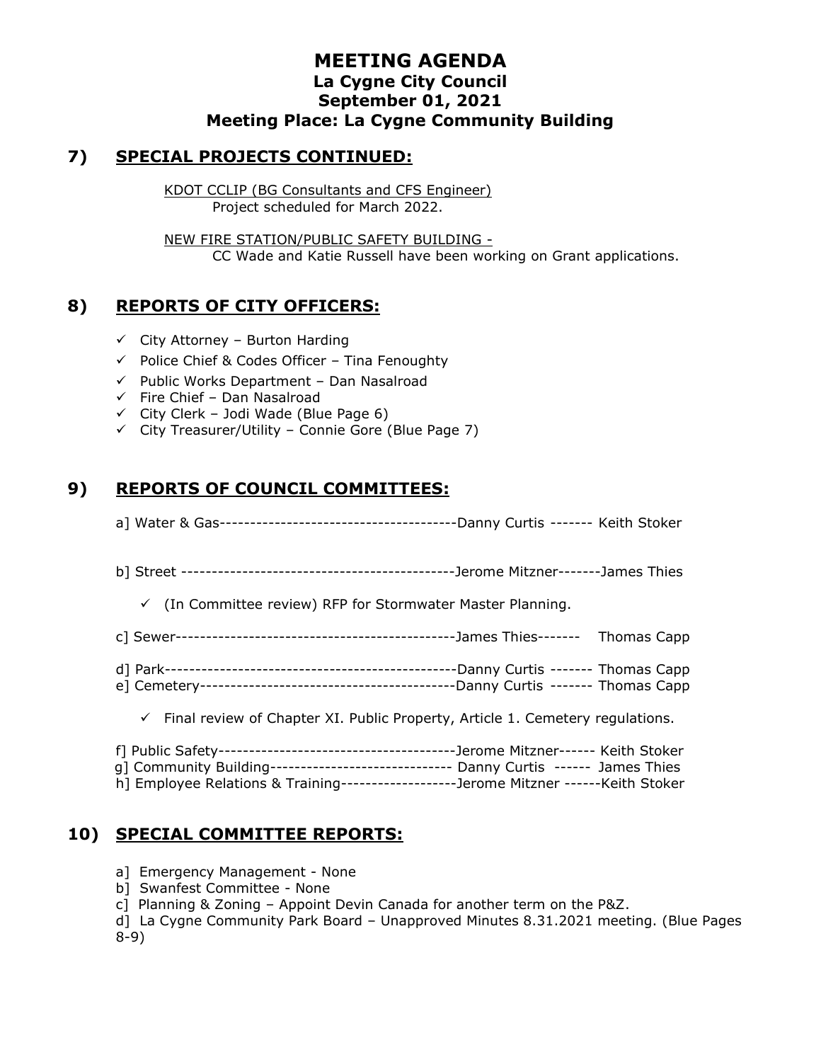# MEETING AGENDA
## La Cygne City Council
## September 01, 2021
## Meeting Place: La Cygne Community Building

## 7) SPECIAL PROJECTS CONTINUED:

KDOT CCLIP (BG Consultants and CFS Engineer)
Project scheduled for March 2022.

NEW FIRE STATION/PUBLIC SAFETY BUILDING -
CC Wade and Katie Russell have been working on Grant applications.

## 8) REPORTS OF CITY OFFICERS:

- ✓ City Attorney – Burton Harding
- ✓ Police Chief & Codes Officer – Tina Fenoughty
- ✓ Public Works Department – Dan Nasalroad
- ✓ Fire Chief – Dan Nasalroad
- ✓ City Clerk – Jodi Wade (Blue Page 6)
- ✓ City Treasurer/Utility – Connie Gore (Blue Page 7)

## 9) REPORTS OF COUNCIL COMMITTEES:

a] Water & Gas---------------------------------------Danny Curtis ------- Keith Stoker

b] Street --------------------------------------------Jerome Mitzner-------James Thies

- ✓ (In Committee review) RFP for Stormwater Master Planning.

c] Sewer---------------------------------------------James Thies------- Thomas Capp

d] Park-----------------------------------------------Danny Curtis ------- Thomas Capp
e] Cemetery------------------------------------------Danny Curtis ------- Thomas Capp

- ✓ Final review of Chapter XI. Public Property, Article 1. Cemetery regulations.

f] Public Safety---------------------------------------Jerome Mitzner------ Keith Stoker
g] Community Building----------------------------- Danny Curtis ------ James Thies
h] Employee Relations & Training-------------------Jerome Mitzner ------Keith Stoker

## 10) SPECIAL COMMITTEE REPORTS:

a] Emergency Management - None
b] Swanfest Committee - None
c] Planning & Zoning – Appoint Devin Canada for another term on the P&Z.
d] La Cygne Community Park Board – Unapproved Minutes 8.31.2021 meeting. (Blue Pages 8-9)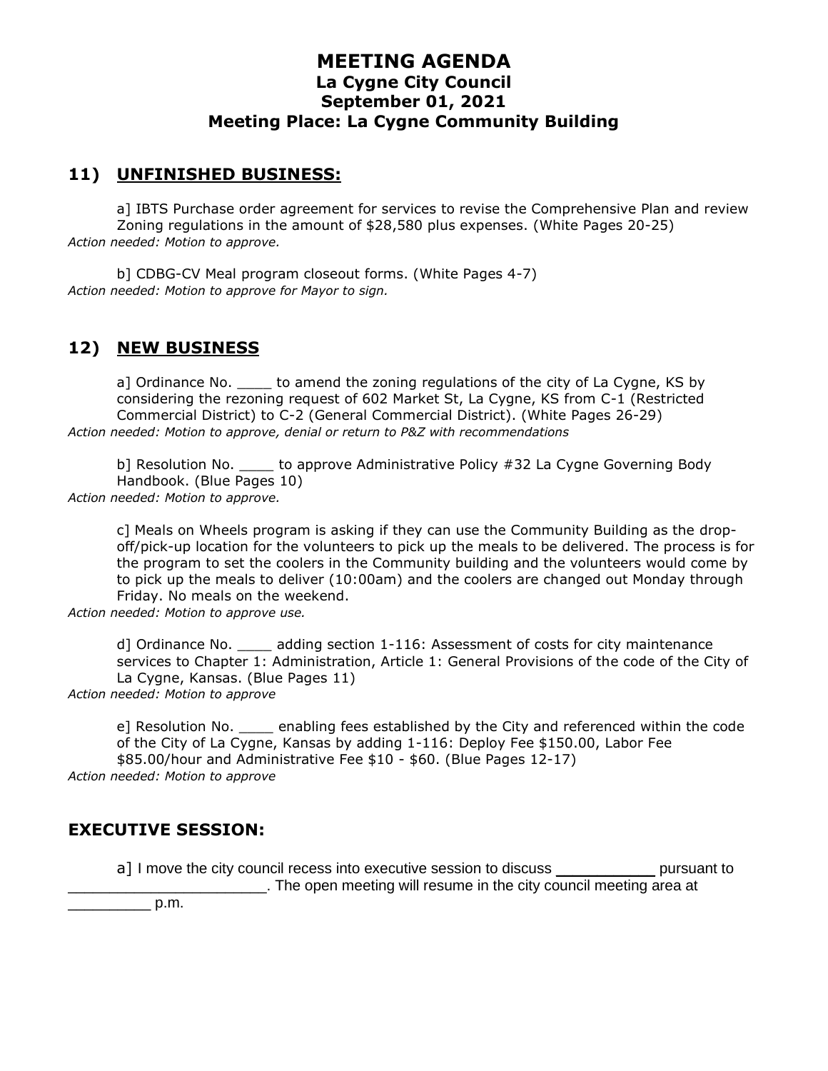# MEETING AGENDA
## La Cygne City Council
## September 01, 2021
## Meeting Place: La Cygne Community Building

## 11) UNFINISHED BUSINESS:

a] IBTS Purchase order agreement for services to revise the Comprehensive Plan and review Zoning regulations in the amount of $28,580 plus expenses. (White Pages 20-25)
*Action needed: Motion to approve.*

b] CDBG-CV Meal program closeout forms. (White Pages 4-7)
*Action needed: Motion to approve for Mayor to sign.*

## 12) NEW BUSINESS

a] Ordinance No. ____ to amend the zoning regulations of the city of La Cygne, KS by considering the rezoning request of 602 Market St, La Cygne, KS from C-1 (Restricted Commercial District) to C-2 (General Commercial District). (White Pages 26-29)
*Action needed: Motion to approve, denial or return to P&Z with recommendations*

b] Resolution No. ____ to approve Administrative Policy #32 La Cygne Governing Body Handbook. (Blue Pages 10)
*Action needed: Motion to approve.*

c] Meals on Wheels program is asking if they can use the Community Building as the drop-off/pick-up location for the volunteers to pick up the meals to be delivered. The process is for the program to set the coolers in the Community building and the volunteers would come by to pick up the meals to deliver (10:00am) and the coolers are changed out Monday through Friday. No meals on the weekend.
*Action needed: Motion to approve use.*

d] Ordinance No. ____ adding section 1-116: Assessment of costs for city maintenance services to Chapter 1: Administration, Article 1: General Provisions of the code of the City of La Cygne, Kansas. (Blue Pages 11)
*Action needed: Motion to approve*

e] Resolution No. ____ enabling fees established by the City and referenced within the code of the City of La Cygne, Kansas by adding 1-116: Deploy Fee $150.00, Labor Fee $85.00/hour and Administrative Fee $10 - $60. (Blue Pages 12-17)
*Action needed: Motion to approve*

## EXECUTIVE SESSION:

a] I move the city council recess into executive session to discuss ___________ pursuant to _______________________. The open meeting will resume in the city council meeting area at __________ p.m.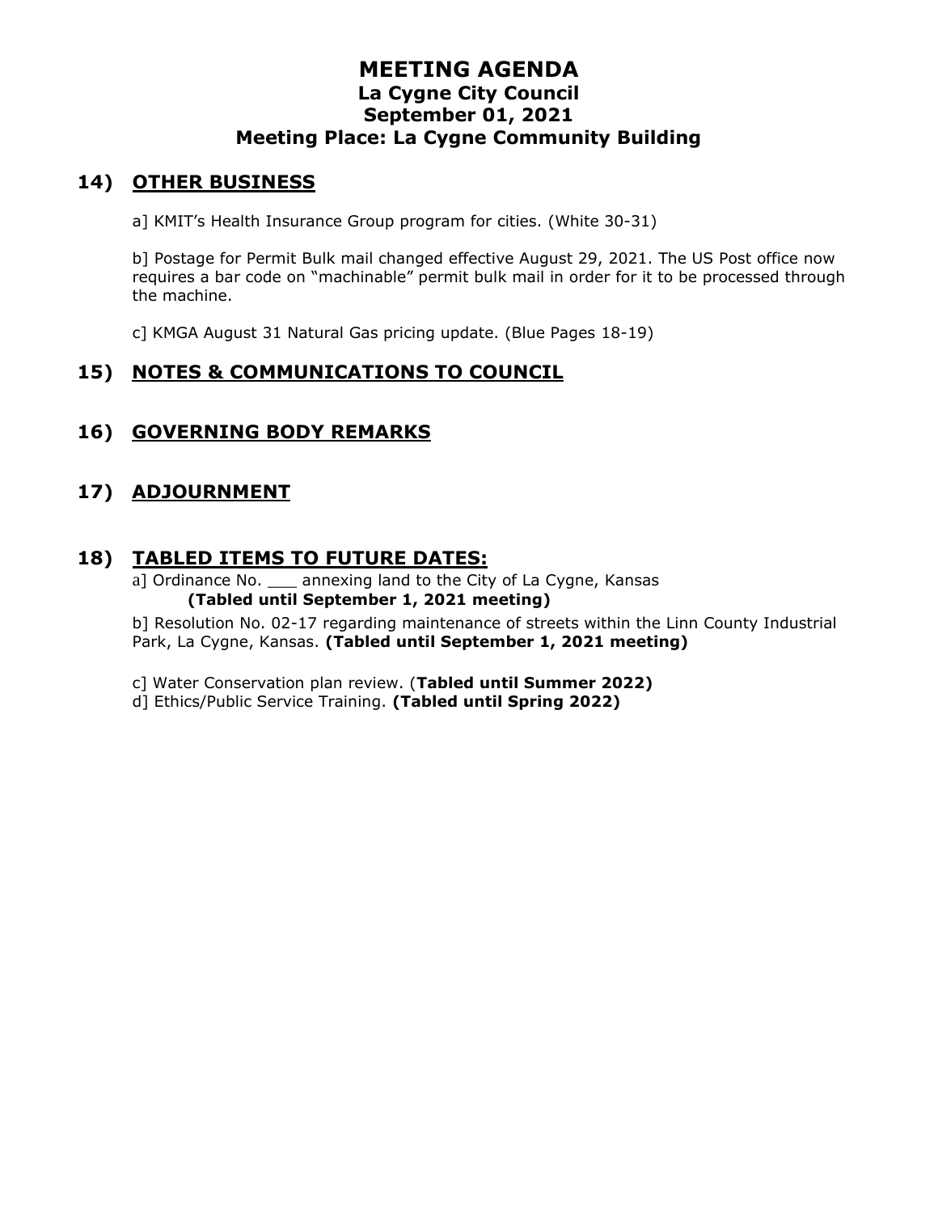# MEETING AGENDA
## La Cygne City Council
## September 01, 2021
## Meeting Place: La Cygne Community Building

## 14) OTHER BUSINESS

a] KMIT's Health Insurance Group program for cities. (White 30-31)

b] Postage for Permit Bulk mail changed effective August 29, 2021. The US Post office now requires a bar code on "machinable" permit bulk mail in order for it to be processed through the machine.

c] KMGA August 31 Natural Gas pricing update. (Blue Pages 18-19)

## 15) NOTES & COMMUNICATIONS TO COUNCIL

## 16) GOVERNING BODY REMARKS

## 17) ADJOURNMENT

## 18) TABLED ITEMS TO FUTURE DATES:

a] Ordinance No. ___ annexing land to the City of La Cygne, Kansas
**(Tabled until September 1, 2021 meeting)**

b] Resolution No. 02-17 regarding maintenance of streets within the Linn County Industrial Park, La Cygne, Kansas. **(Tabled until September 1, 2021 meeting)**

c] Water Conservation plan review. (**Tabled until Summer 2022)**
d] Ethics/Public Service Training. **(Tabled until Spring 2022)**